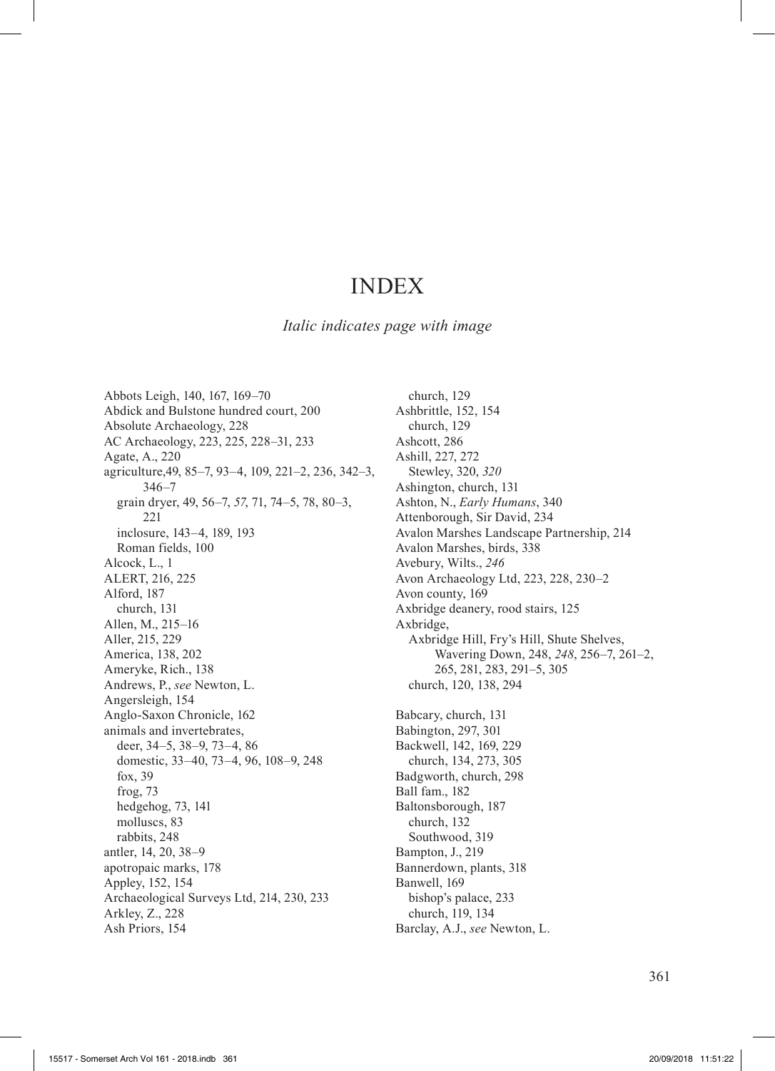# INDEX

*Italic indicates page with image*

Abbots Leigh, 140, 167, 169–70
Abdick and Bulstone hundred court, 200
Absolute Archaeology, 228
AC Archaeology, 223, 225, 228–31, 233
Agate, A., 220
agriculture,49, 85–7, 93–4, 109, 221–2, 236, 342–3, 346–7
  grain dryer, 49, 56–7, *57*, 71, 74–5, 78, 80–3, 221
  inclosure, 143–4, 189, 193
  Roman fields, 100
Alcock, L., 1
ALERT, 216, 225
Alford, 187
  church, 131
Allen, M., 215–16
Aller, 215, 229
America, 138, 202
Ameryke, Rich., 138
Andrews, P., *see* Newton, L.
Angersleigh, 154
Anglo-Saxon Chronicle, 162
animals and invertebrates,
  deer, 34–5, 38–9, 73–4, 86
  domestic, 33–40, 73–4, 96, 108–9, 248
  fox, 39
  frog, 73
  hedgehog, 73, 141
  molluscs, 83
  rabbits, 248
antler, 14, 20, 38–9
apotropaic marks, 178
Appley, 152, 154
Archaeological Surveys Ltd, 214, 230, 233
Arkley, Z., 228
Ash Priors, 154
  church, 129
Ashbrittle, 152, 154
  church, 129
Ashcott, 286
Ashill, 227, 272
  Stewley, 320, *320*
Ashington, church, 131
Ashton, N., *Early Humans*, 340
Attenborough, Sir David, 234
Avalon Marshes Landscape Partnership, 214
Avalon Marshes, birds, 338
Avebury, Wilts., *246*
Avon Archaeology Ltd, 223, 228, 230–2
Avon county, 169
Axbridge deanery, rood stairs, 125
Axbridge,
  Axbridge Hill, Fry's Hill, Shute Shelves, Wavering Down, 248, *248*, 256–7, 261–2, 265, 281, 283, 291–5, 305
  church, 120, 138, 294

Babcary, church, 131
Babington, 297, 301
Backwell, 142, 169, 229
  church, 134, 273, 305
Badgworth, church, 298
Ball fam., 182
Baltonsborough, 187
  church, 132
  Southwood, 319
Bampton, J., 219
Bannerdown, plants, 318
Banwell, 169
  bishop's palace, 233
  church, 119, 134
Barclay, A.J., *see* Newton, L.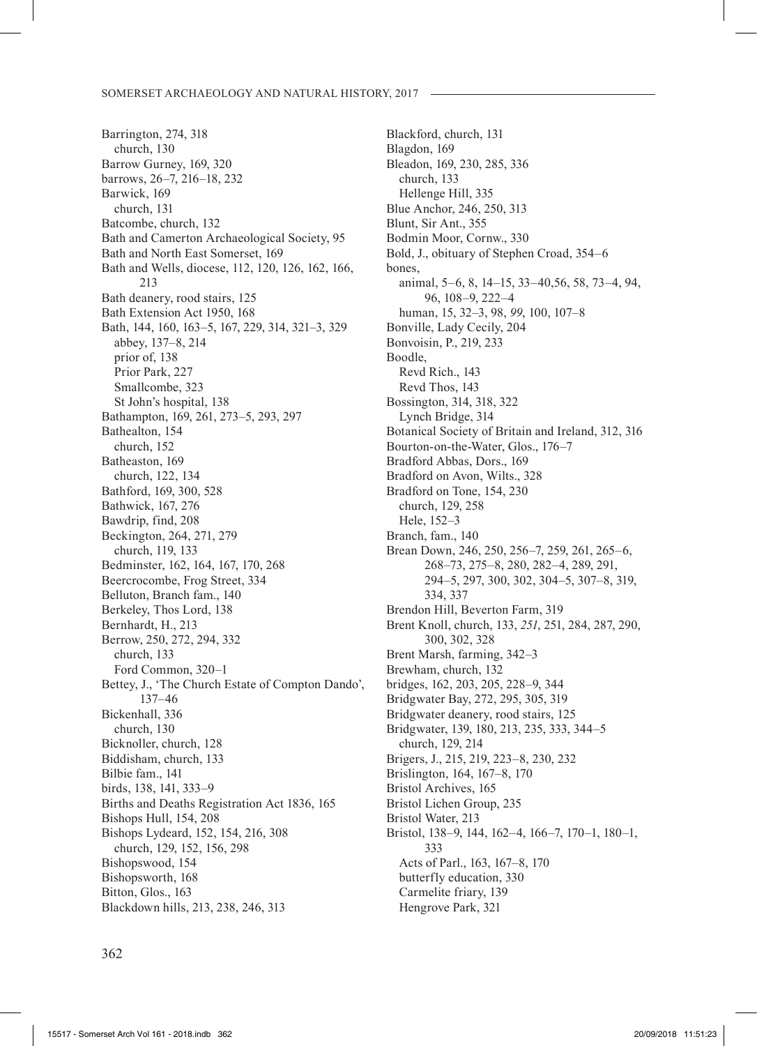Barrington, 274, 318
  church, 130
Barrow Gurney, 169, 320
barrows, 26–7, 216–18, 232
Barwick, 169
  church, 131
Batcombe, church, 132
Bath and Camerton Archaeological Society, 95
Bath and North East Somerset, 169
Bath and Wells, diocese, 112, 120, 126, 162, 166, 213
Bath deanery, rood stairs, 125
Bath Extension Act 1950, 168
Bath, 144, 160, 163–5, 167, 229, 314, 321–3, 329
  abbey, 137–8, 214
  prior of, 138
  Prior Park, 227
  Smallcombe, 323
  St John's hospital, 138
Bathampton, 169, 261, 273–5, 293, 297
Bathealton, 154
  church, 152
Batheaston, 169
  church, 122, 134
Bathford, 169, 300, 528
Bathwick, 167, 276
Bawdrip, find, 208
Beckington, 264, 271, 279
  church, 119, 133
Bedminster, 162, 164, 167, 170, 268
Beercrocombe, Frog Street, 334
Belluton, Branch fam., 140
Berkeley, Thos Lord, 138
Bernhardt, H., 213
Berrow, 250, 272, 294, 332
  church, 133
  Ford Common, 320–1
Bettey, J., 'The Church Estate of Compton Dando', 137–46
Bickenhall, 336
  church, 130
Bicknoller, church, 128
Biddisham, church, 133
Bilbie fam., 141
birds, 138, 141, 333–9
Births and Deaths Registration Act 1836, 165
Bishops Hull, 154, 208
Bishops Lydeard, 152, 154, 216, 308
  church, 129, 152, 156, 298
Bishopswood, 154
Bishopsworth, 168
Bitton, Glos., 163
Blackdown hills, 213, 238, 246, 313
Blackford, church, 131
Blagdon, 169
Bleadon, 169, 230, 285, 336
  church, 133
  Hellenge Hill, 335
Blue Anchor, 246, 250, 313
Blunt, Sir Ant., 355
Bodmin Moor, Cornw., 330
Bold, J., obituary of Stephen Croad, 354–6
bones,
  animal, 5–6, 8, 14–15, 33–40,56, 58, 73–4, 94, 96, 108–9, 222–4
  human, 15, 32–3, 98, *99*, 100, 107–8
Bonville, Lady Cecily, 204
Bonvoisin, P., 219, 233
Boodle,
  Revd Rich., 143
  Revd Thos, 143
Bossington, 314, 318, 322
  Lynch Bridge, 314
Botanical Society of Britain and Ireland, 312, 316
Bourton-on-the-Water, Glos., 176–7
Bradford Abbas, Dors., 169
Bradford on Avon, Wilts., 328
Bradford on Tone, 154, 230
  church, 129, 258
  Hele, 152–3
Branch, fam., 140
Brean Down, 246, 250, 256–7, 259, 261, 265–6, 268–73, 275–8, 280, 282–4, 289, 291, 294–5, 297, 300, 302, 304–5, 307–8, 319, 334, 337
Brendon Hill, Beverton Farm, 319
Brent Knoll, church, 133, *251*, 251, 284, 287, 290, 300, 302, 328
Brent Marsh, farming, 342–3
Brewham, church, 132
bridges, 162, 203, 205, 228–9, 344
Bridgwater Bay, 272, 295, 305, 319
Bridgwater deanery, rood stairs, 125
Bridgwater, 139, 180, 213, 235, 333, 344–5
  church, 129, 214
Brigers, J., 215, 219, 223–8, 230, 232
Brislington, 164, 167–8, 170
Bristol Archives, 165
Bristol Lichen Group, 235
Bristol Water, 213
Bristol, 138–9, 144, 162–4, 166–7, 170–1, 180–1, 333
  Acts of Parl., 163, 167–8, 170
  butterfly education, 330
  Carmelite friary, 139
  Hengrove Park, 321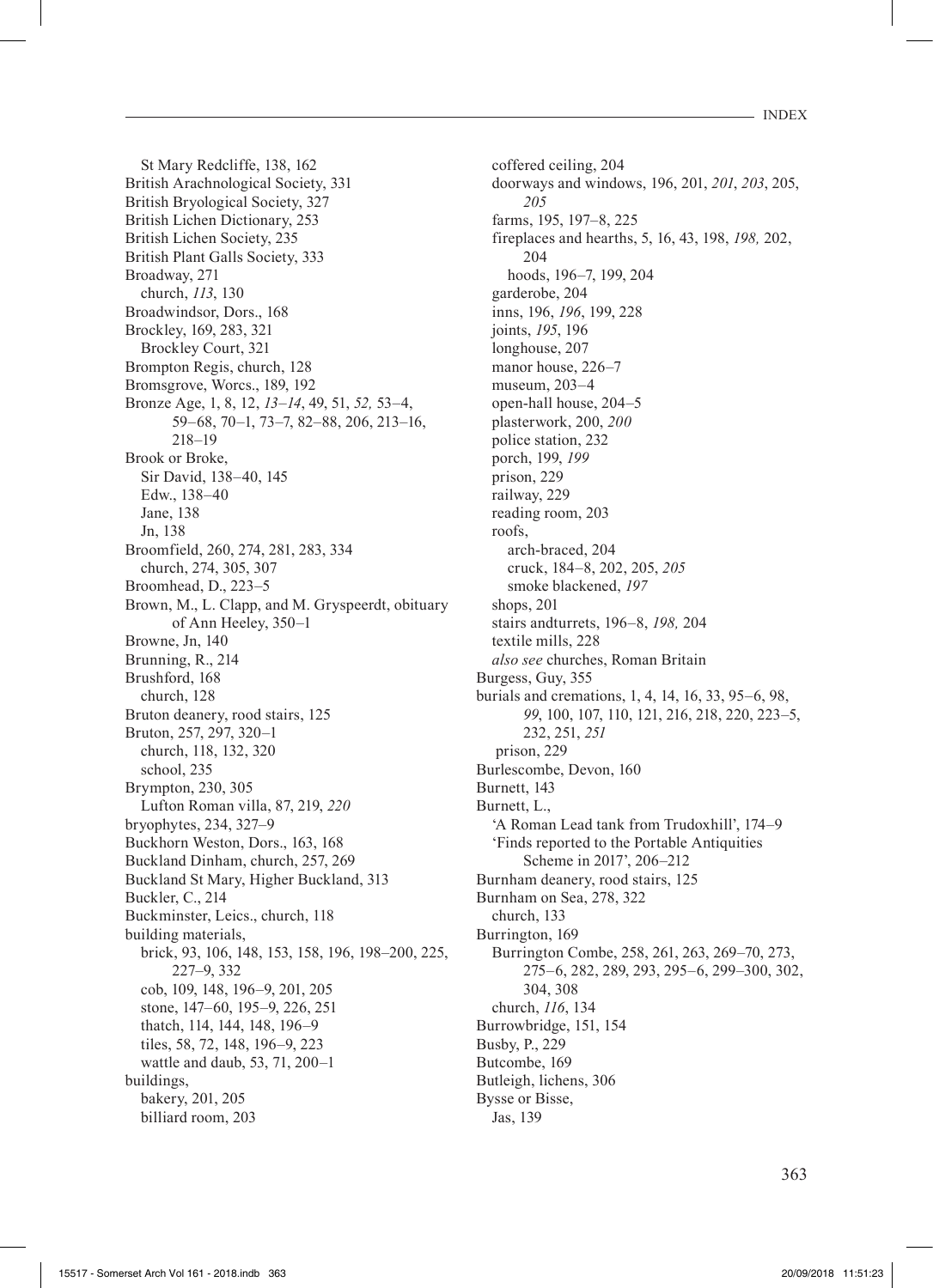St Mary Redcliffe, 138, 162
British Arachnological Society, 331
British Bryological Society, 327
British Lichen Dictionary, 253
British Lichen Society, 235
British Plant Galls Society, 333
Broadway, 271
  church, *113*, 130
Broadwindsor, Dors., 168
Brockley, 169, 283, 321
  Brockley Court, 321
Brompton Regis, church, 128
Bromsgrove, Worcs., 189, 192
Bronze Age, 1, 8, 12, *13–14*, 49, 51, *52,* 53–4, 59–68, 70–1, 73–7, 82–88, 206, 213–16, 218–19
Brook or Broke,
  Sir David, 138–40, 145
  Edw., 138–40
  Jane, 138
  Jn, 138
Broomfield, 260, 274, 281, 283, 334
  church, 274, 305, 307
Broomhead, D., 223–5
Brown, M., L. Clapp, and M. Gryspeerdt, obituary of Ann Heeley, 350–1
Browne, Jn, 140
Brunning, R., 214
Brushford, 168
  church, 128
Bruton deanery, rood stairs, 125
Bruton, 257, 297, 320–1
  church, 118, 132, 320
  school, 235
Brympton, 230, 305
  Lufton Roman villa, 87, 219, *220*
bryophytes, 234, 327–9
Buckhorn Weston, Dors., 163, 168
Buckland Dinham, church, 257, 269
Buckland St Mary, Higher Buckland, 313
Buckler, C., 214
Buckminster, Leics., church, 118
building materials,
  brick, 93, 106, 148, 153, 158, 196, 198–200, 225, 227–9, 332
  cob, 109, 148, 196–9, 201, 205
  stone, 147–60, 195–9, 226, 251
  thatch, 114, 144, 148, 196–9
  tiles, 58, 72, 148, 196–9, 223
  wattle and daub, 53, 71, 200–1
buildings,
  bakery, 201, 205
  billiard room, 203
  coffered ceiling, 204
  doorways and windows, 196, 201, *201*, *203*, 205, *205*
  farms, 195, 197–8, 225
  fireplaces and hearths, 5, 16, 43, 198, *198,* 202, 204
    hoods, 196–7, 199, 204
  garderobe, 204
  inns, 196, *196*, 199, 228
  joints, *195*, 196
  longhouse, 207
  manor house, 226–7
  museum, 203–4
  open-hall house, 204–5
  plasterwork, 200, *200*
  police station, 232
  porch, 199, *199*
  prison, 229
  railway, 229
  reading room, 203
  roofs,
    arch-braced, 204
    cruck, 184–8, 202, 205, *205*
    smoke blackened, *197*
  shops, 201
  stairs andturrets, 196–8, *198,* 204
  textile mills, 228
  *also see* churches, Roman Britain
Burgess, Guy, 355
burials and cremations, 1, 4, 14, 16, 33, 95–6, 98, *99*, 100, 107, 110, 121, 216, 218, 220, 223–5, 232, 251, *251*
  prison, 229
Burlescombe, Devon, 160
Burnett, 143
Burnett, L.,
  'A Roman Lead tank from Trudoxhill', 174–9
  'Finds reported to the Portable Antiquities Scheme in 2017', 206–212
Burnham deanery, rood stairs, 125
Burnham on Sea, 278, 322
  church, 133
Burrington, 169
  Burrington Combe, 258, 261, 263, 269–70, 273, 275–6, 282, 289, 293, 295–6, 299–300, 302, 304, 308
  church, *116*, 134
Burrowbridge, 151, 154
Busby, P., 229
Butcombe, 169
Butleigh, lichens, 306
Bysse or Bisse,
  Jas, 139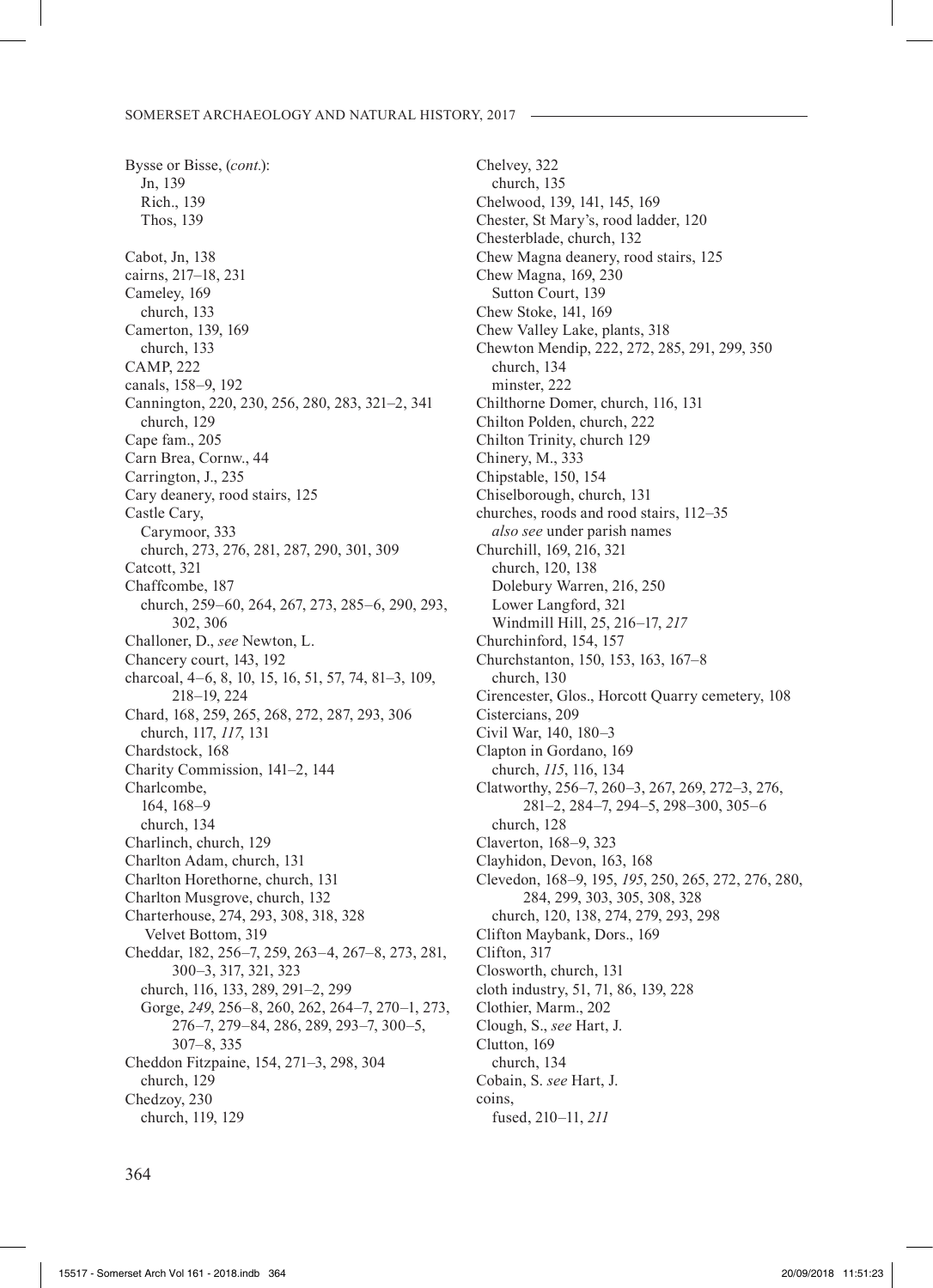Bysse or Bisse, (*cont.*):
  Jn, 139
  Rich., 139
  Thos, 139

Cabot, Jn, 138
cairns, 217–18, 231
Cameley, 169
  church, 133
Camerton, 139, 169
  church, 133
CAMP, 222
canals, 158–9, 192
Cannington, 220, 230, 256, 280, 283, 321–2, 341
  church, 129
Cape fam., 205
Carn Brea, Cornw., 44
Carrington, J., 235
Cary deanery, rood stairs, 125
Castle Cary,
  Carymoor, 333
  church, 273, 276, 281, 287, 290, 301, 309
Catcott, 321
Chaffcombe, 187
  church, 259–60, 264, 267, 273, 285–6, 290, 293, 302, 306
Challoner, D., *see* Newton, L.
Chancery court, 143, 192
charcoal, 4–6, 8, 10, 15, 16, 51, 57, 74, 81–3, 109, 218–19, 224
Chard, 168, 259, 265, 268, 272, 287, 293, 306
  church, 117, *117*, 131
Chardstock, 168
Charity Commission, 141–2, 144
Charlcombe,
  164, 168–9
  church, 134
Charlinch, church, 129
Charlton Adam, church, 131
Charlton Horethorne, church, 131
Charlton Musgrove, church, 132
Charterhouse, 274, 293, 308, 318, 328
  Velvet Bottom, 319
Cheddar, 182, 256–7, 259, 263–4, 267–8, 273, 281, 300–3, 317, 321, 323
  church, 116, 133, 289, 291–2, 299
  Gorge, *249*, 256–8, 260, 262, 264–7, 270–1, 273, 276–7, 279–84, 286, 289, 293–7, 300–5, 307–8, 335
Cheddon Fitzpaine, 154, 271–3, 298, 304
  church, 129
Chedzoy, 230
  church, 119, 129
Chelvey, 322
  church, 135
Chelwood, 139, 141, 145, 169
Chester, St Mary's, rood ladder, 120
Chesterblade, church, 132
Chew Magna deanery, rood stairs, 125
Chew Magna, 169, 230
  Sutton Court, 139
Chew Stoke, 141, 169
Chew Valley Lake, plants, 318
Chewton Mendip, 222, 272, 285, 291, 299, 350
  church, 134
  minster, 222
Chilthorne Domer, church, 116, 131
Chilton Polden, church, 222
Chilton Trinity, church 129
Chinery, M., 333
Chipstable, 150, 154
Chiselborough, church, 131
churches, roods and rood stairs, 112–35
  *also see* under parish names
Churchill, 169, 216, 321
  church, 120, 138
  Dolebury Warren, 216, 250
  Lower Langford, 321
  Windmill Hill, 25, 216–17, *217*
Churchinford, 154, 157
Churchstanton, 150, 153, 163, 167–8
  church, 130
Cirencester, Glos., Horcott Quarry cemetery, 108
Cistercians, 209
Civil War, 140, 180–3
Clapton in Gordano, 169
  church, *115*, 116, 134
Clatworthy, 256–7, 260–3, 267, 269, 272–3, 276, 281–2, 284–7, 294–5, 298–300, 305–6
  church, 128
Claverton, 168–9, 323
Clayhidon, Devon, 163, 168
Clevedon, 168–9, 195, *195*, 250, 265, 272, 276, 280, 284, 299, 303, 305, 308, 328
  church, 120, 138, 274, 279, 293, 298
Clifton Maybank, Dors., 169
Clifton, 317
Closworth, church, 131
cloth industry, 51, 71, 86, 139, 228
Clothier, Marm., 202
Clough, S., *see* Hart, J.
Clutton, 169
  church, 134
Cobain, S. *see* Hart, J.
coins,
  fused, 210–11, *211*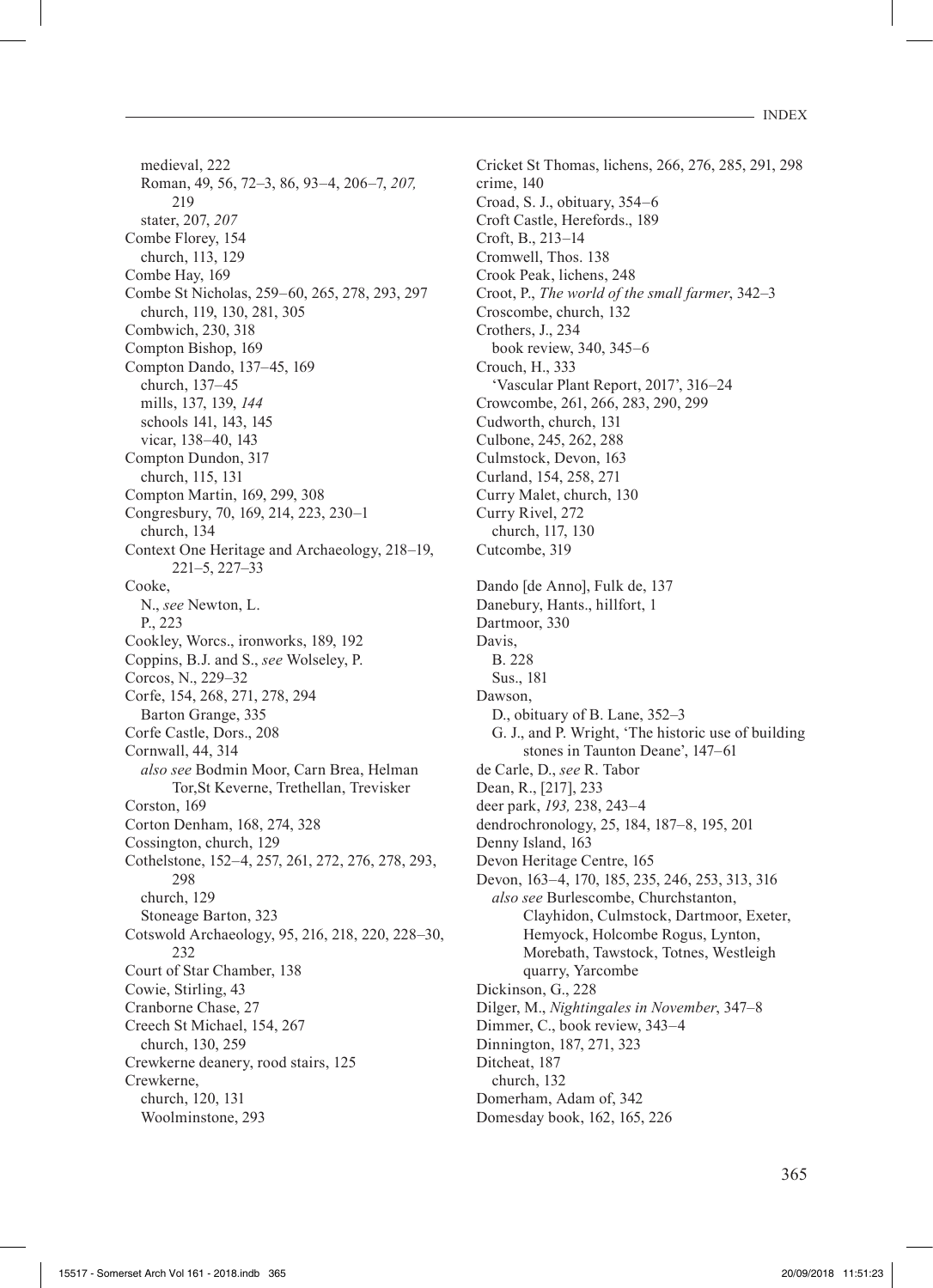medieval, 222
Roman, 49, 56, 72–3, 86, 93–4, 206–7, *207,* 219
stater, 207, *207*
Combe Florey, 154
church, 113, 129
Combe Hay, 169
Combe St Nicholas, 259–60, 265, 278, 293, 297
church, 119, 130, 281, 305
Combwich, 230, 318
Compton Bishop, 169
Compton Dando, 137–45, 169
church, 137–45
mills, 137, 139, *144*
schools 141, 143, 145
vicar, 138–40, 143
Compton Dundon, 317
church, 115, 131
Compton Martin, 169, 299, 308
Congresbury, 70, 169, 214, 223, 230–1
church, 134
Context One Heritage and Archaeology, 218–19, 221–5, 227–33
Cooke,
N., *see* Newton, L.
P., 223
Cookley, Worcs., ironworks, 189, 192
Coppins, B.J. and S., *see* Wolseley, P.
Corcos, N., 229–32
Corfe, 154, 268, 271, 278, 294
Barton Grange, 335
Corfe Castle, Dors., 208
Cornwall, 44, 314
*also see* Bodmin Moor, Carn Brea, Helman Tor,St Keverne, Trethellan, Trevisker
Corston, 169
Corton Denham, 168, 274, 328
Cossington, church, 129
Cothelstone, 152–4, 257, 261, 272, 276, 278, 293, 298
church, 129
Stoneage Barton, 323
Cotswold Archaeology, 95, 216, 218, 220, 228–30, 232
Court of Star Chamber, 138
Cowie, Stirling, 43
Cranborne Chase, 27
Creech St Michael, 154, 267
church, 130, 259
Crewkerne deanery, rood stairs, 125
Crewkerne,
church, 120, 131
Woolminstone, 293
Cricket St Thomas, lichens, 266, 276, 285, 291, 298
crime, 140
Croad, S. J., obituary, 354–6
Croft Castle, Herefords., 189
Croft, B., 213–14
Cromwell, Thos. 138
Crook Peak, lichens, 248
Croot, P., *The world of the small farmer*, 342–3
Croscombe, church, 132
Crothers, J., 234
book review, 340, 345–6
Crouch, H., 333
'Vascular Plant Report, 2017', 316–24
Crowcombe, 261, 266, 283, 290, 299
Cudworth, church, 131
Culbone, 245, 262, 288
Culmstock, Devon, 163
Curland, 154, 258, 271
Curry Malet, church, 130
Curry Rivel, 272
church, 117, 130
Cutcombe, 319

Dando [de Anno], Fulk de, 137
Danebury, Hants., hillfort, 1
Dartmoor, 330
Davis,
B. 228
Sus., 181
Dawson,
D., obituary of B. Lane, 352–3
G. J., and P. Wright, 'The historic use of building stones in Taunton Deane', 147–61
de Carle, D., *see* R. Tabor
Dean, R., [217], 233
deer park, *193,* 238, 243–4
dendrochronology, 25, 184, 187–8, 195, 201
Denny Island, 163
Devon Heritage Centre, 165
Devon, 163–4, 170, 185, 235, 246, 253, 313, 316
*also see* Burlescombe, Churchstanton, Clayhidon, Culmstock, Dartmoor, Exeter, Hemyock, Holcombe Rogus, Lynton, Morebath, Tawstock, Totnes, Westleigh quarry, Yarcombe
Dickinson, G., 228
Dilger, M., *Nightingales in November*, 347–8
Dimmer, C., book review, 343–4
Dinnington, 187, 271, 323
Ditcheat, 187
church, 132
Domerham, Adam of, 342
Domesday book, 162, 165, 226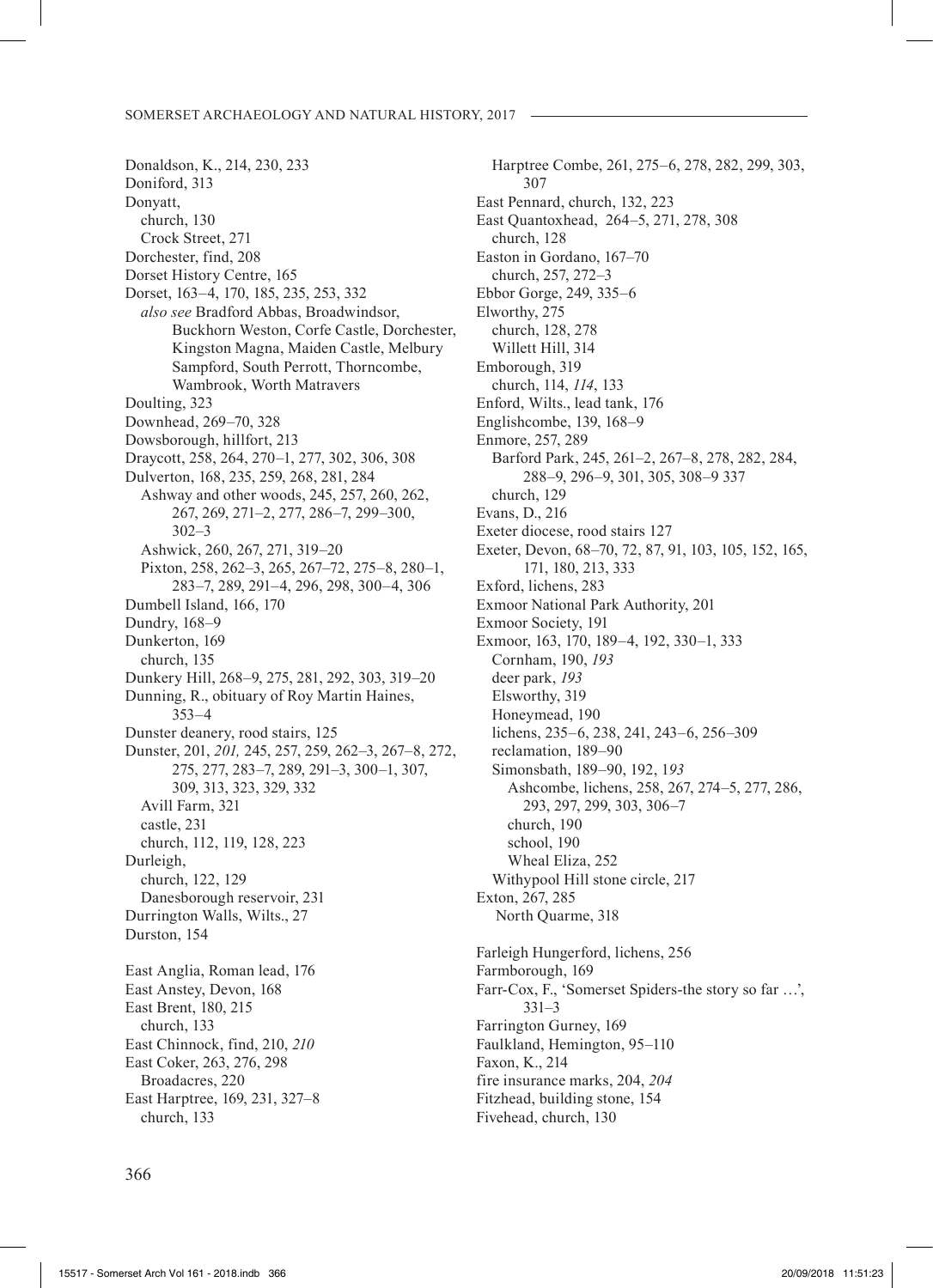Donaldson, K., 214, 230, 233
Doniford, 313
Donyatt,
  church, 130
  Crock Street, 271
Dorchester, find, 208
Dorset History Centre, 165
Dorset, 163–4, 170, 185, 235, 253, 332
  *also see* Bradford Abbas, Broadwindsor, Buckhorn Weston, Corfe Castle, Dorchester, Kingston Magna, Maiden Castle, Melbury Sampford, South Perrott, Thorncombe, Wambrook, Worth Matravers
Doulting, 323
Downhead, 269–70, 328
Dowsborough, hillfort, 213
Draycott, 258, 264, 270–1, 277, 302, 306, 308
Dulverton, 168, 235, 259, 268, 281, 284
  Ashway and other woods, 245, 257, 260, 262, 267, 269, 271–2, 277, 286–7, 299–300, 302–3
  Ashwick, 260, 267, 271, 319–20
  Pixton, 258, 262–3, 265, 267–72, 275–8, 280–1, 283–7, 289, 291–4, 296, 298, 300–4, 306
Dumbell Island, 166, 170
Dundry, 168–9
Dunkerton, 169
  church, 135
Dunkery Hill, 268–9, 275, 281, 292, 303, 319–20
Dunning, R., obituary of Roy Martin Haines, 353–4
Dunster deanery, rood stairs, 125
Dunster, 201, *201,* 245, 257, 259, 262–3, 267–8, 272, 275, 277, 283–7, 289, 291–3, 300–1, 307, 309, 313, 323, 329, 332
  Avill Farm, 321
  castle, 231
  church, 112, 119, 128, 223
Durleigh,
  church, 122, 129
  Danesborough reservoir, 231
Durrington Walls, Wilts., 27
Durston, 154

East Anglia, Roman lead, 176
East Anstey, Devon, 168
East Brent, 180, 215
  church, 133
East Chinnock, find, 210, *210*
East Coker, 263, 276, 298
  Broadacres, 220
East Harptree, 169, 231, 327–8
  church, 133
  Harptree Combe, 261, 275–6, 278, 282, 299, 303, 307
East Pennard, church, 132, 223
East Quantoxhead, 264–5, 271, 278, 308
  church, 128
Easton in Gordano, 167–70
  church, 257, 272–3
Ebbor Gorge, 249, 335–6
Elworthy, 275
  church, 128, 278
  Willett Hill, 314
Emborough, 319
  church, 114, *114*, 133
Enford, Wilts., lead tank, 176
Englishcombe, 139, 168–9
Enmore, 257, 289
  Barford Park, 245, 261–2, 267–8, 278, 282, 284, 288–9, 296–9, 301, 305, 308–9 337
  church, 129
Evans, D., 216
Exeter diocese, rood stairs 127
Exeter, Devon, 68–70, 72, 87, 91, 103, 105, 152, 165, 171, 180, 213, 333
Exford, lichens, 283
Exmoor National Park Authority, 201
Exmoor Society, 191
Exmoor, 163, 170, 189–4, 192, 330–1, 333
  Cornham, 190, *193*
  deer park, *193*
  Elsworthy, 319
  Honeymead, 190
  lichens, 235–6, 238, 241, 243–6, 256–309
  reclamation, 189–90
  Simonsbath, 189–90, 192, 1*93*
    Ashcombe, lichens, 258, 267, 274–5, 277, 286, 293, 297, 299, 303, 306–7
    church, 190
    school, 190
    Wheal Eliza, 252
  Withypool Hill stone circle, 217
Exton, 267, 285
  North Quarme, 318

Farleigh Hungerford, lichens, 256
Farmborough, 169
Farr-Cox, F., 'Somerset Spiders-the story so far …', 331–3
Farrington Gurney, 169
Faulkland, Hemington, 95–110
Faxon, K., 214
fire insurance marks, 204, *204*
Fitzhead, building stone, 154
Fivehead, church, 130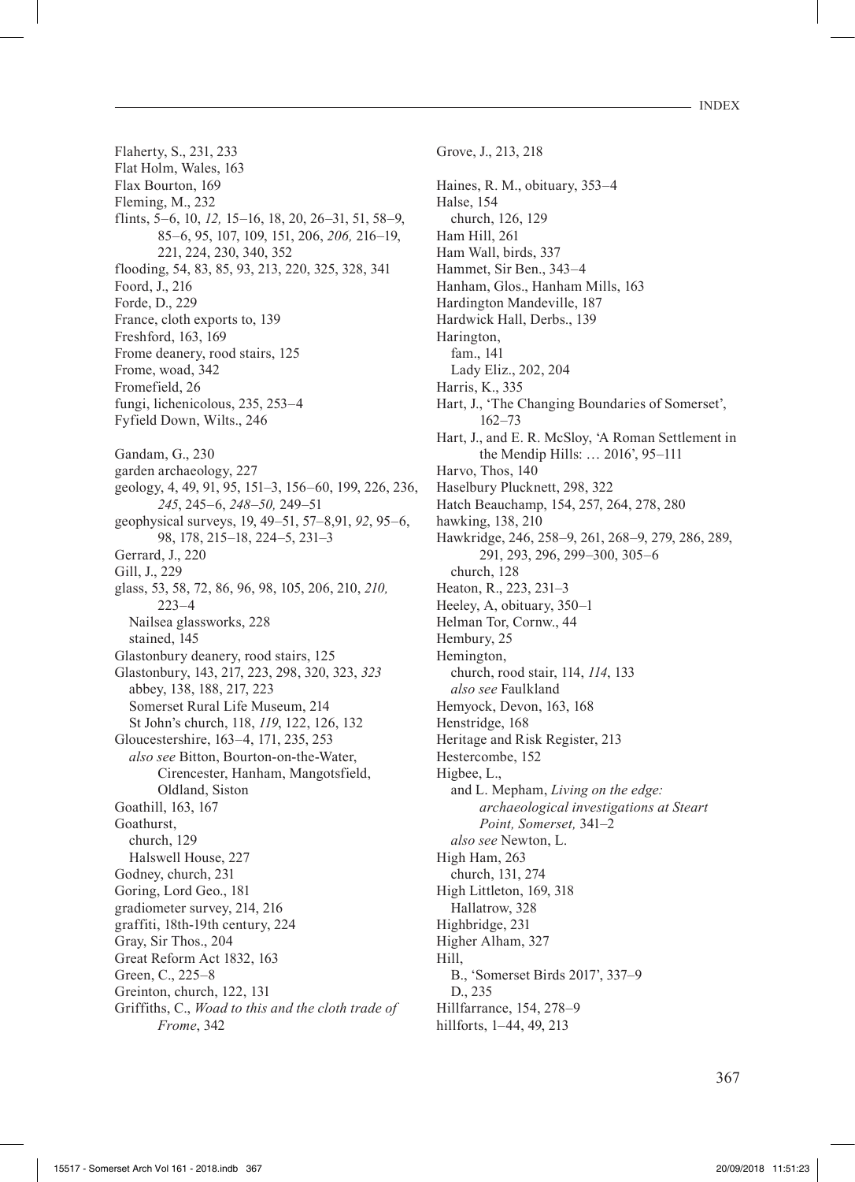Flaherty, S., 231, 233
Flat Holm, Wales, 163
Flax Bourton, 169
Fleming, M., 232
flints, 5–6, 10, *12,* 15–16, 18, 20, 26–31, 51, 58–9, 85–6, 95, 107, 109, 151, 206, *206,* 216–19, 221, 224, 230, 340, 352
flooding, 54, 83, 85, 93, 213, 220, 325, 328, 341
Foord, J., 216
Forde, D., 229
France, cloth exports to, 139
Freshford, 163, 169
Frome deanery, rood stairs, 125
Frome, woad, 342
Fromefield, 26
fungi, lichenicolous, 235, 253–4
Fyfield Down, Wilts., 246

Gandam, G., 230
garden archaeology, 227
geology, 4, 49, 91, 95, 151–3, 156–60, 199, 226, 236, *245*, 245–6, *248–50,* 249–51
geophysical surveys, 19, 49–51, 57–8,91, *92*, 95–6, 98, 178, 215–18, 224–5, 231–3
Gerrard, J., 220
Gill, J., 229
glass, 53, 58, 72, 86, 96, 98, 105, 206, 210, *210,* 223–4
  Nailsea glassworks, 228
  stained, 145
Glastonbury deanery, rood stairs, 125
Glastonbury, 143, 217, 223, 298, 320, 323, *323*
  abbey, 138, 188, 217, 223
  Somerset Rural Life Museum, 214
  St John's church, 118, *119*, 122, 126, 132
Gloucestershire, 163–4, 171, 235, 253
  *also see* Bitton, Bourton-on-the-Water, Cirencester, Hanham, Mangotsfield, Oldland, Siston
Goathill, 163, 167
Goathurst,
  church, 129
  Halswell House, 227
Godney, church, 231
Goring, Lord Geo., 181
gradiometer survey, 214, 216
graffiti, 18th-19th century, 224
Gray, Sir Thos., 204
Great Reform Act 1832, 163
Green, C., 225–8
Greinton, church, 122, 131
Griffiths, C., *Woad to this and the cloth trade of Frome*, 342

Grove, J., 213, 218

Haines, R. M., obituary, 353–4
Halse, 154
  church, 126, 129
Ham Hill, 261
Ham Wall, birds, 337
Hammet, Sir Ben., 343–4
Hanham, Glos., Hanham Mills, 163
Hardington Mandeville, 187
Hardwick Hall, Derbs., 139
Harington,
  fam., 141
  Lady Eliz., 202, 204
Harris, K., 335
Hart, J., 'The Changing Boundaries of Somerset', 162–73
Hart, J., and E. R. McSloy, 'A Roman Settlement in the Mendip Hills: … 2016', 95–111
Harvo, Thos, 140
Haselbury Plucknett, 298, 322
Hatch Beauchamp, 154, 257, 264, 278, 280
hawking, 138, 210
Hawkridge, 246, 258–9, 261, 268–9, 279, 286, 289, 291, 293, 296, 299–300, 305–6
  church, 128
Heaton, R., 223, 231–3
Heeley, A, obituary, 350–1
Helman Tor, Cornw., 44
Hembury, 25
Hemington,
  church, rood stair, 114, *114*, 133
  *also see* Faulkland
Hemyock, Devon, 163, 168
Henstridge, 168
Heritage and Risk Register, 213
Hestercombe, 152
Higbee, L.,
  and L. Mepham, *Living on the edge: archaeological investigations at Steart Point, Somerset,* 341–2
  *also see* Newton, L.
High Ham, 263
  church, 131, 274
High Littleton, 169, 318
  Hallatrow, 328
Highbridge, 231
Higher Alham, 327
Hill,
  B., 'Somerset Birds 2017', 337–9
  D., 235
Hillfarrance, 154, 278–9
hillforts, 1–44, 49, 213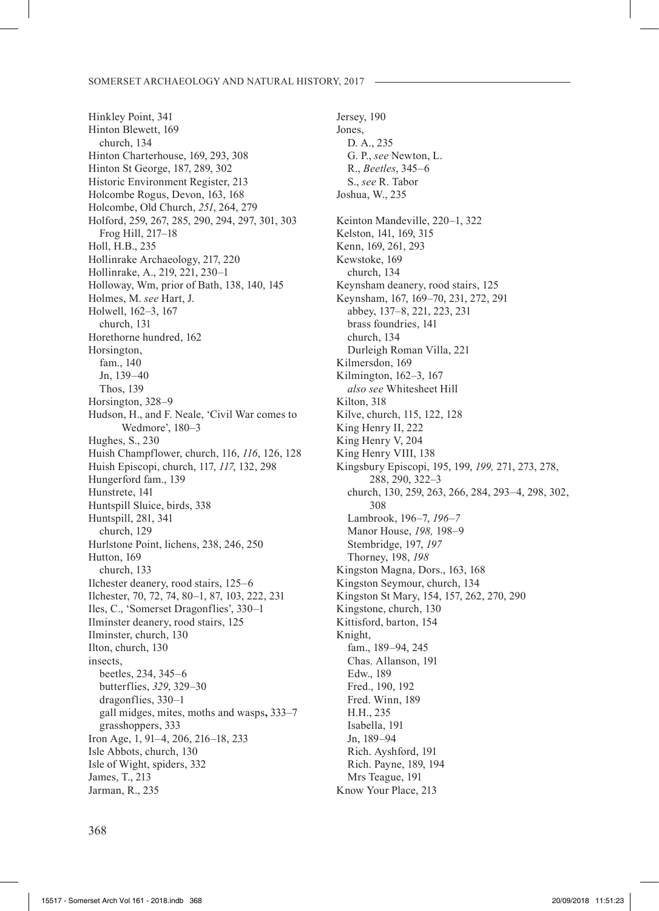Hinkley Point, 341
Hinton Blewett, 169
  church, 134
Hinton Charterhouse, 169, 293, 308
Hinton St George, 187, 289, 302
Historic Environment Register, 213
Holcombe Rogus, Devon, 163, 168
Holcombe, Old Church, *251*, 264, 279
Holford, 259, 267, 285, 290, 294, 297, 301, 303
  Frog Hill, 217–18
Holl, H.B., 235
Hollinrake Archaeology, 217, 220
Hollinrake, A., 219, 221, 230–1
Holloway, Wm, prior of Bath, 138, 140, 145
Holmes, M. *see* Hart, J.
Holwell, 162–3, 167
  church, 131
Horethorne hundred, 162
Horsington,
  fam., 140
  Jn, 139–40
  Thos, 139
Horsington, 328–9
Hudson, H., and F. Neale, 'Civil War comes to Wedmore', 180–3
Hughes, S., 230
Huish Champflower, church, 116, *116*, 126, 128
Huish Episcopi, church, 117, *117*, 132, 298
Hungerford fam., 139
Hunstrete, 141
Huntspill Sluice, birds, 338
Huntspill, 281, 341
  church, 129
Hurlstone Point, lichens, 238, 246, 250
Hutton, 169
  church, 133
Ilchester deanery, rood stairs, 125–6
Ilchester, 70, 72, 74, 80–1, 87, 103, 222, 231
Iles, C., 'Somerset Dragonflies', 330–1
Ilminster deanery, rood stairs, 125
Ilminster, church, 130
Ilton, church, 130
insects,
  beetles, 234, 345–6
  butterflies, *329*, 329–30
  dragonflies, 330–1
  gall midges, mites, moths and wasps, 333–7
  grasshoppers, 333
Iron Age, 1, 91–4, 206, 216–18, 233
Isle Abbots, church, 130
Isle of Wight, spiders, 332
James, T., 213
Jarman, R., 235
Jersey, 190
Jones,
  D. A., 235
  G. P., *see* Newton, L.
  R., *Beetles*, 345–6
  S., *see* R. Tabor
Joshua, W., 235

Keinton Mandeville, 220–1, 322
Kelston, 141, 169, 315
Kenn, 169, 261, 293
Kewstoke, 169
  church, 134
Keynsham deanery, rood stairs, 125
Keynsham, 167, 169–70, 231, 272, 291
  abbey, 137–8, 221, 223, 231
  brass foundries, 141
  church, 134
  Durleigh Roman Villa, 221
Kilmersdon, 169
Kilmington, 162–3, 167
  *also see* Whitesheet Hill
Kilton, 318
Kilve, church, 115, 122, 128
King Henry II, 222
King Henry V, 204
King Henry VIII, 138
Kingsbury Episcopi, 195, 199, *199,* 271, 273, 278, 288, 290, 322–3
  church, 130, 259, 263, 266, 284, 293–4, 298, 302, 308
  Lambrook, 196–7, *196–7*
  Manor House, *198,* 198–9
  Stembridge, 197, *197*
  Thorney, 198, *198*
Kingston Magna, Dors., 163, 168
Kingston Seymour, church, 134
Kingston St Mary, 154, 157, 262, 270, 290
Kingstone, church, 130
Kittisford, barton, 154
Knight,
  fam., 189–94, 245
  Chas. Allanson, 191
  Edw., 189
  Fred., 190, 192
  Fred. Winn, 189
  H.H., 235
  Isabella, 191
  Jn, 189–94
  Rich. Ayshford, 191
  Rich. Payne, 189, 194
  Mrs Teague, 191
Know Your Place, 213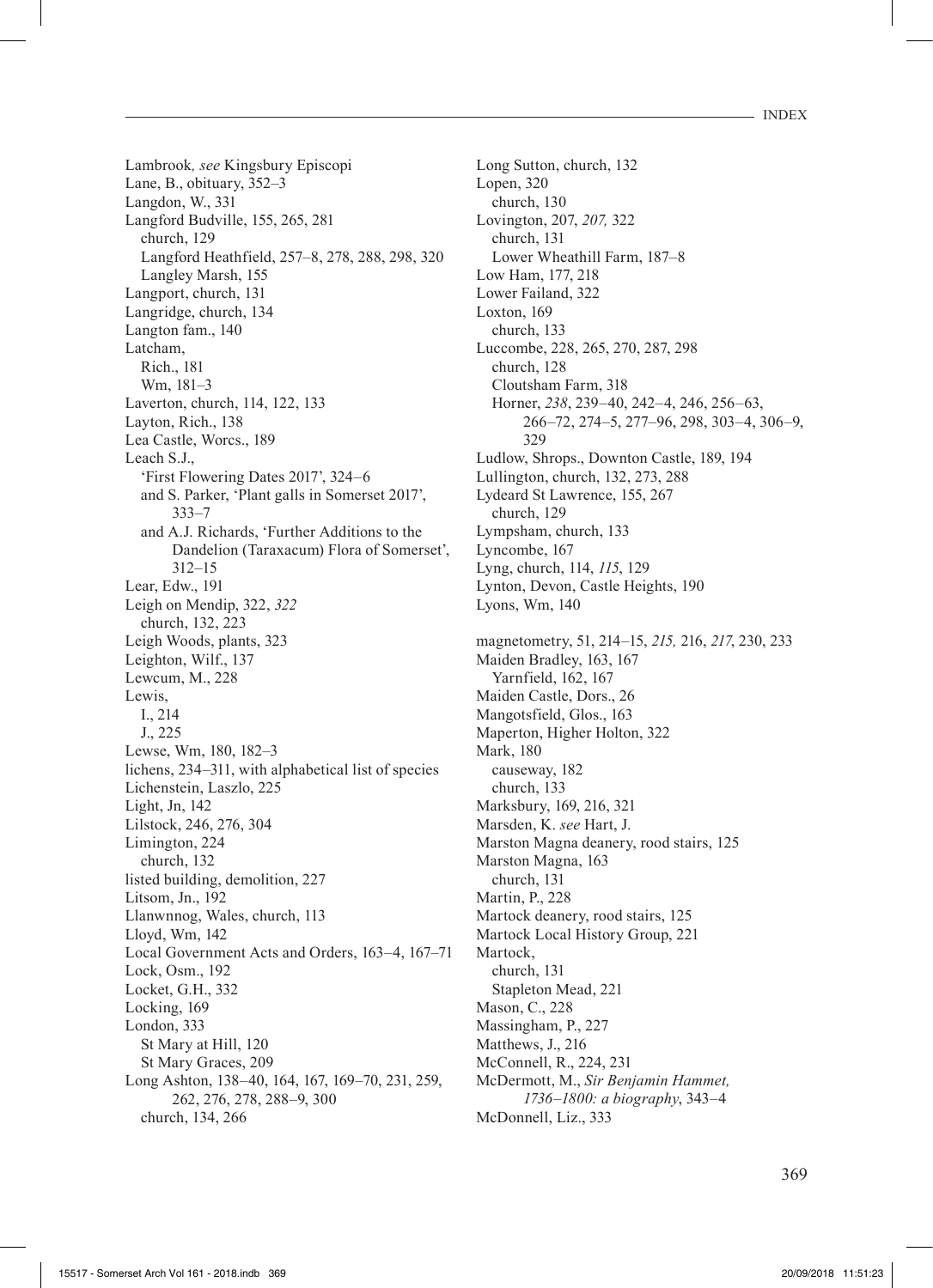Lambrook, *see* Kingsbury Episcopi
Lane, B., obituary, 352–3
Langdon, W., 331
Langford Budville, 155, 265, 281
  church, 129
  Langford Heathfield, 257–8, 278, 288, 298, 320
  Langley Marsh, 155
Langport, church, 131
Langridge, church, 134
Langton fam., 140
Latcham,
  Rich., 181
  Wm, 181–3
Laverton, church, 114, 122, 133
Layton, Rich., 138
Lea Castle, Worcs., 189
Leach S.J.,
  'First Flowering Dates 2017', 324–6
  and S. Parker, 'Plant galls in Somerset 2017', 333–7
  and A.J. Richards, 'Further Additions to the Dandelion (Taraxacum) Flora of Somerset', 312–15
Lear, Edw., 191
Leigh on Mendip, 322, *322*
  church, 132, 223
Leigh Woods, plants, 323
Leighton, Wilf., 137
Lewcum, M., 228
Lewis,
  I., 214
  J., 225
Lewse, Wm, 180, 182–3
lichens, 234–311, with alphabetical list of species
Lichenstein, Laszlo, 225
Light, Jn, 142
Lilstock, 246, 276, 304
Limington, 224
  church, 132
listed building, demolition, 227
Litsom, Jn., 192
Llanwnnog, Wales, church, 113
Lloyd, Wm, 142
Local Government Acts and Orders, 163–4, 167–71
Lock, Osm., 192
Locket, G.H., 332
Locking, 169
London, 333
  St Mary at Hill, 120
  St Mary Graces, 209
Long Ashton, 138–40, 164, 167, 169–70, 231, 259, 262, 276, 278, 288–9, 300
  church, 134, 266
Long Sutton, church, 132
Lopen, 320
  church, 130
Lovington, 207, *207,* 322
  church, 131
  Lower Wheathill Farm, 187–8
Low Ham, 177, 218
Lower Failand, 322
Loxton, 169
  church, 133
Luccombe, 228, 265, 270, 287, 298
  church, 128
  Cloutsham Farm, 318
  Horner, *238*, 239–40, 242–4, 246, 256–63, 266–72, 274–5, 277–96, 298, 303–4, 306–9, 329
Ludlow, Shrops., Downton Castle, 189, 194
Lullington, church, 132, 273, 288
Lydeard St Lawrence, 155, 267
  church, 129
Lympsham, church, 133
Lyncombe, 167
Lyng, church, 114, *115*, 129
Lynton, Devon, Castle Heights, 190
Lyons, Wm, 140

magnetometry, 51, 214–15, *215,* 216, *217*, 230, 233
Maiden Bradley, 163, 167
  Yarnfield, 162, 167
Maiden Castle, Dors., 26
Mangotsfield, Glos., 163
Maperton, Higher Holton, 322
Mark, 180
  causeway, 182
  church, 133
Marksbury, 169, 216, 321
Marsden, K. *see* Hart, J.
Marston Magna deanery, rood stairs, 125
Marston Magna, 163
  church, 131
Martin, P., 228
Martock deanery, rood stairs, 125
Martock Local History Group, 221
Martock,
  church, 131
  Stapleton Mead, 221
Mason, C., 228
Massingham, P., 227
Matthews, J., 216
McConnell, R., 224, 231
McDermott, M., *Sir Benjamin Hammet, 1736–1800: a biography*, 343–4
McDonnell, Liz., 333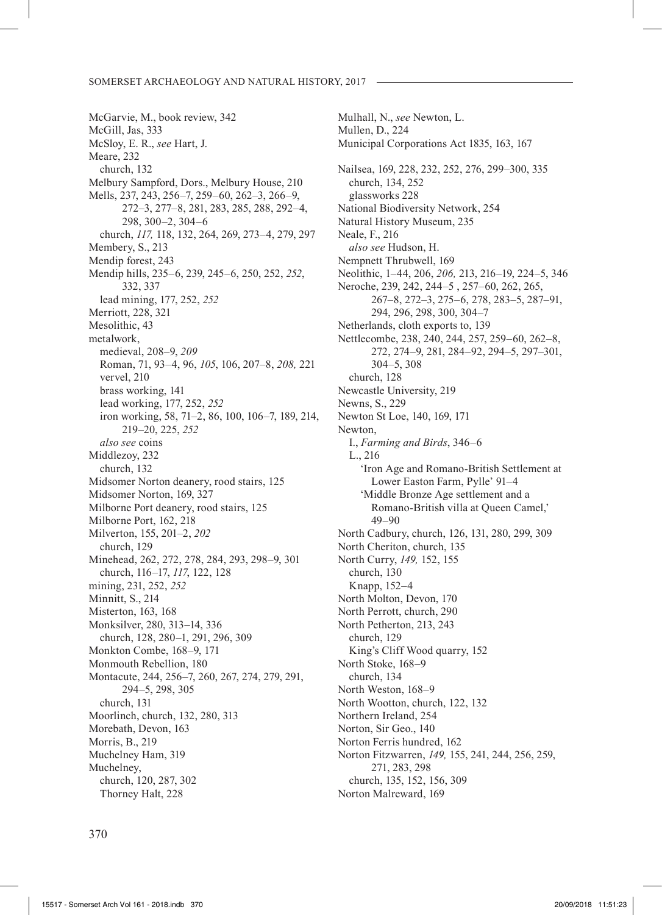McGarvie, M., book review, 342
McGill, Jas, 333
McSloy, E. R., *see* Hart, J.
Meare, 232
  church, 132
Melbury Sampford, Dors., Melbury House, 210
Mells, 237, 243, 256–7, 259–60, 262–3, 266–9, 272–3, 277–8, 281, 283, 285, 288, 292–4, 298, 300–2, 304–6
  church, *117,* 118, 132, 264, 269, 273–4, 279, 297
Membery, S., 213
Mendip forest, 243
Mendip hills, 235–6, 239, 245–6, 250, 252, *252*, 332, 337
  lead mining, 177, 252, *252*
Merriott, 228, 321
Mesolithic, 43
metalwork,
  medieval, 208–9, *209*
  Roman, 71, 93–4, 96, *105*, 106, 207–8, *208,* 221
  vervel, 210
  brass working, 141
  lead working, 177, 252, *252*
  iron working, 58, 71–2, 86, 100, 106–7, 189, 214, 219–20, 225, *252*
  *also see* coins
Middlezoy, 232
  church, 132
Midsomer Norton deanery, rood stairs, 125
Midsomer Norton, 169, 327
Milborne Port deanery, rood stairs, 125
Milborne Port, 162, 218
Milverton, 155, 201–2, *202*
  church, 129
Minehead, 262, 272, 278, 284, 293, 298–9, 301
  church, 116–17, *117*, 122, 128
mining, 231, 252, *252*
Minnitt, S., 214
Misterton, 163, 168
Monksilver, 280, 313–14, 336
  church, 128, 280–1, 291, 296, 309
Monkton Combe, 168–9, 171
Monmouth Rebellion, 180
Montacute, 244, 256–7, 260, 267, 274, 279, 291, 294–5, 298, 305
  church, 131
Moorlinch, church, 132, 280, 313
Morebath, Devon, 163
Morris, B., 219
Muchelney Ham, 319
Muchelney,
  church, 120, 287, 302
  Thorney Halt, 228
Mulhall, N., *see* Newton, L.
Mullen, D., 224
Municipal Corporations Act 1835, 163, 167

Nailsea, 169, 228, 232, 252, 276, 299–300, 335
  church, 134, 252
  glassworks 228
National Biodiversity Network, 254
Natural History Museum, 235
Neale, F., 216
  *also see* Hudson, H.
Nempnett Thrubwell, 169
Neolithic, 1–44, 206, *206,* 213, 216–19, 224–5, 346
Neroche, 239, 242, 244–5 , 257–60, 262, 265, 267–8, 272–3, 275–6, 278, 283–5, 287–91, 294, 296, 298, 300, 304–7
Netherlands, cloth exports to, 139
Nettlecombe, 238, 240, 244, 257, 259–60, 262–8, 272, 274–9, 281, 284–92, 294–5, 297–301, 304–5, 308
  church, 128
Newcastle University, 219
Newns, S., 229
Newton St Loe, 140, 169, 171
Newton,
  I., *Farming and Birds*, 346–6
  L., 216
    'Iron Age and Romano-British Settlement at Lower Easton Farm, Pylle' 91–4
    'Middle Bronze Age settlement and a Romano-British villa at Queen Camel,' 49–90
North Cadbury, church, 126, 131, 280, 299, 309
North Cheriton, church, 135
North Curry, *149,* 152, 155
  church, 130
  Knapp, 152–4
North Molton, Devon, 170
North Perrott, church, 290
North Petherton, 213, 243
  church, 129
  King's Cliff Wood quarry, 152
North Stoke, 168–9
  church, 134
North Weston, 168–9
North Wootton, church, 122, 132
Northern Ireland, 254
Norton, Sir Geo., 140
Norton Ferris hundred, 162
Norton Fitzwarren, *149,* 155, 241, 244, 256, 259, 271, 283, 298
  church, 135, 152, 156, 309
Norton Malreward, 169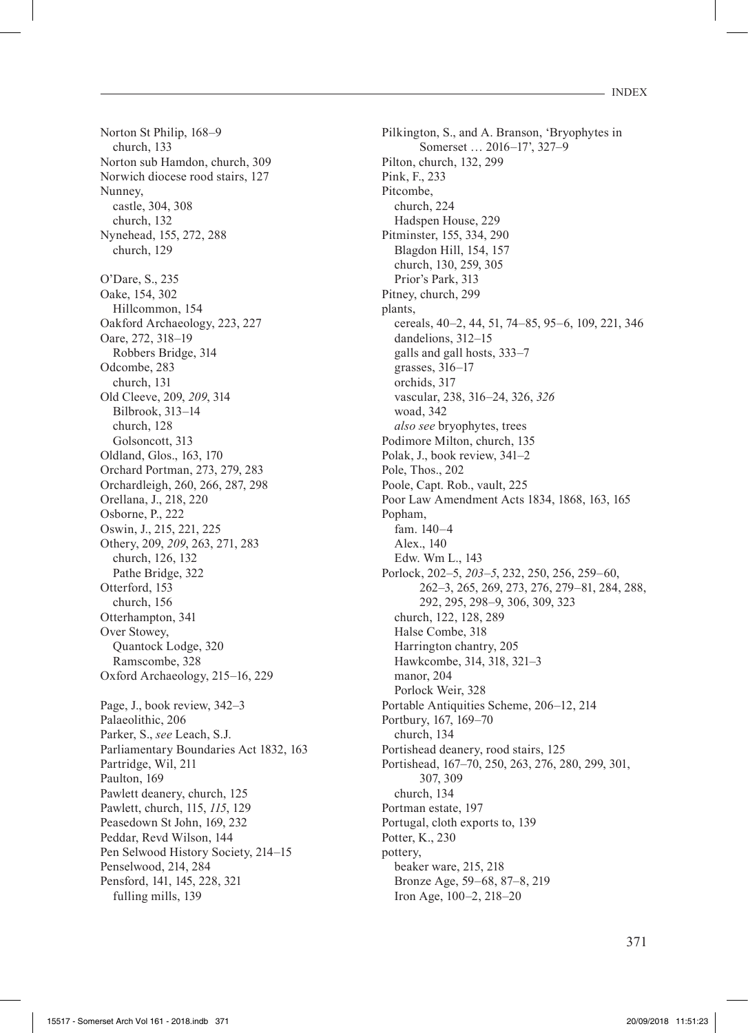Norton St Philip, 168–9
  church, 133
Norton sub Hamdon, church, 309
Norwich diocese rood stairs, 127
Nunney,
  castle, 304, 308
  church, 132
Nynehead, 155, 272, 288
  church, 129

O'Dare, S., 235
Oake, 154, 302
  Hillcommon, 154
Oakford Archaeology, 223, 227
Oare, 272, 318–19
  Robbers Bridge, 314
Odcombe, 283
  church, 131
Old Cleeve, 209, *209*, 314
  Bilbrook, 313–14
  church, 128
  Golsoncott, 313
Oldland, Glos., 163, 170
Orchard Portman, 273, 279, 283
Orchardleigh, 260, 266, 287, 298
Orellana, J., 218, 220
Osborne, P., 222
Oswin, J., 215, 221, 225
Othery, 209, *209*, 263, 271, 283
  church, 126, 132
  Pathe Bridge, 322
Otterford, 153
  church, 156
Otterhampton, 341
Over Stowey,
  Quantock Lodge, 320
  Ramscombe, 328
Oxford Archaeology, 215–16, 229

Page, J., book review, 342–3
Palaeolithic, 206
Parker, S., *see* Leach, S.J.
Parliamentary Boundaries Act 1832, 163
Partridge, Wil, 211
Paulton, 169
Pawlett deanery, church, 125
Pawlett, church, 115, *115*, 129
Peasedown St John, 169, 232
Peddar, Revd Wilson, 144
Pen Selwood History Society, 214–15
Penselwood, 214, 284
Pensford, 141, 145, 228, 321
  fulling mills, 139

Pilkington, S., and A. Branson, 'Bryophytes in Somerset … 2016–17', 327–9
Pilton, church, 132, 299
Pink, F., 233
Pitcombe,
  church, 224
  Hadspen House, 229
Pitminster, 155, 334, 290
  Blagdon Hill, 154, 157
  church, 130, 259, 305
  Prior's Park, 313
Pitney, church, 299
plants,
  cereals, 40–2, 44, 51, 74–85, 95–6, 109, 221, 346
  dandelions, 312–15
  galls and gall hosts, 333–7
  grasses, 316–17
  orchids, 317
  vascular, 238, 316–24, 326, *326*
  woad, 342
  *also see* bryophytes, trees
Podimore Milton, church, 135
Polak, J., book review, 341–2
Pole, Thos., 202
Poole, Capt. Rob., vault, 225
Poor Law Amendment Acts 1834, 1868, 163, 165
Popham,
  fam. 140–4
  Alex., 140
  Edw. Wm L., 143
Porlock, 202–5, *203–5*, 232, 250, 256, 259–60, 262–3, 265, 269, 273, 276, 279–81, 284, 288, 292, 295, 298–9, 306, 309, 323
  church, 122, 128, 289
  Halse Combe, 318
  Harrington chantry, 205
  Hawkcombe, 314, 318, 321–3
  manor, 204
  Porlock Weir, 328
Portable Antiquities Scheme, 206–12, 214
Portbury, 167, 169–70
  church, 134
Portishead deanery, rood stairs, 125
Portishead, 167–70, 250, 263, 276, 280, 299, 301, 307, 309
  church, 134
Portman estate, 197
Portugal, cloth exports to, 139
Potter, K., 230
pottery,
  beaker ware, 215, 218
  Bronze Age, 59–68, 87–8, 219
  Iron Age, 100–2, 218–20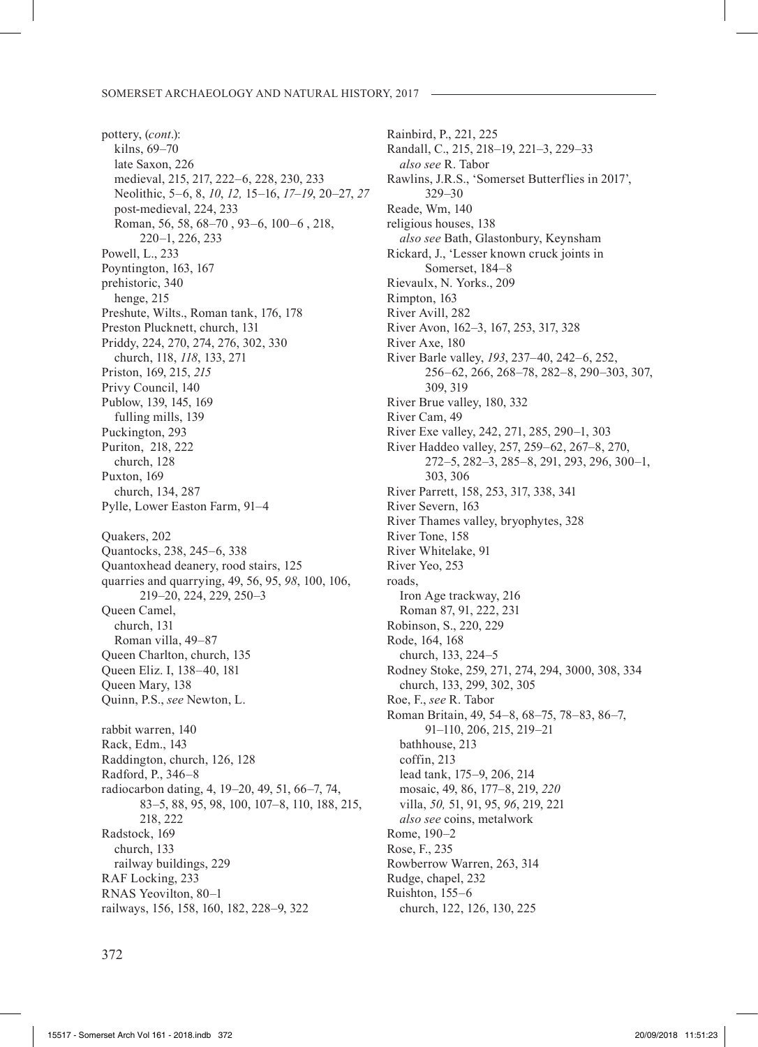pottery, (*cont*.):
- kilns, 69–70
- late Saxon, 226
- medieval, 215, 217, 222–6, 228, 230, 233
- Neolithic, 5–6, 8, *10*, *12,* 15–16, *17–19*, 20–27, *27*
- post-medieval, 224, 233
- Roman, 56, 58, 68–70 , 93–6, 100–6 , 218, 220–1, 226, 233

Powell, L., 233
Poyntington, 163, 167
prehistoric, 340
- henge, 215

Preshute, Wilts., Roman tank, 176, 178
Preston Plucknett, church, 131
Priddy, 224, 270, 274, 276, 302, 330
- church, 118, *118*, 133, 271

Priston, 169, 215, *215*
Privy Council, 140
Publow, 139, 145, 169
- fulling mills, 139

Puckington, 293
Puriton, 218, 222
- church, 128

Puxton, 169
- church, 134, 287

Pylle, Lower Easton Farm, 91–4

Quakers, 202
Quantocks, 238, 245–6, 338
Quantoxhead deanery, rood stairs, 125
quarries and quarrying, 49, 56, 95, *98*, 100, 106, 219–20, 224, 229, 250–3
Queen Camel,
- church, 131
- Roman villa, 49–87

Queen Charlton, church, 135
Queen Eliz. I, 138–40, 181
Queen Mary, 138
Quinn, P.S., *see* Newton, L.

rabbit warren, 140
Rack, Edm., 143
Raddington, church, 126, 128
Radford, P., 346–8
radiocarbon dating, 4, 19–20, 49, 51, 66–7, 74, 83–5, 88, 95, 98, 100, 107–8, 110, 188, 215, 218, 222
Radstock, 169
- church, 133
- railway buildings, 229

RAF Locking, 233
RNAS Yeovilton, 80–1
railways, 156, 158, 160, 182, 228–9, 322

Rainbird, P., 221, 225
Randall, C., 215, 218–19, 221–3, 229–33
- *also see* R. Tabor

Rawlins, J.R.S., 'Somerset Butterflies in 2017', 329–30
Reade, Wm, 140
religious houses, 138
- *also see* Bath, Glastonbury, Keynsham

Rickard, J., 'Lesser known cruck joints in Somerset, 184–8
Rievaulx, N. Yorks., 209
Rimpton, 163
River Avill, 282
River Avon, 162–3, 167, 253, 317, 328
River Axe, 180
River Barle valley, *193*, 237–40, 242–6, 252, 256–62, 266, 268–78, 282–8, 290–303, 307, 309, 319
River Brue valley, 180, 332
River Cam, 49
River Exe valley, 242, 271, 285, 290–1, 303
River Haddeo valley, 257, 259–62, 267–8, 270, 272–5, 282–3, 285–8, 291, 293, 296, 300–1, 303, 306
River Parrett, 158, 253, 317, 338, 341
River Severn, 163
River Thames valley, bryophytes, 328
River Tone, 158
River Whitelake, 91
River Yeo, 253
roads,
- Iron Age trackway, 216
- Roman 87, 91, 222, 231

Robinson, S., 220, 229
Rode, 164, 168
- church, 133, 224–5

Rodney Stoke, 259, 271, 274, 294, 3000, 308, 334
- church, 133, 299, 302, 305

Roe, F., *see* R. Tabor
Roman Britain, 49, 54–8, 68–75, 78–83, 86–7, 91–110, 206, 215, 219–21
- bathhouse, 213
- coffin, 213
- lead tank, 175–9, 206, 214
- mosaic, 49, 86, 177–8, 219, *220*
- villa, *50,* 51, 91, 95, *96*, 219, 221
- *also see* coins, metalwork

Rome, 190–2
Rose, F., 235
Rowberrow Warren, 263, 314
Rudge, chapel, 232
Ruishton, 155–6
- church, 122, 126, 130, 225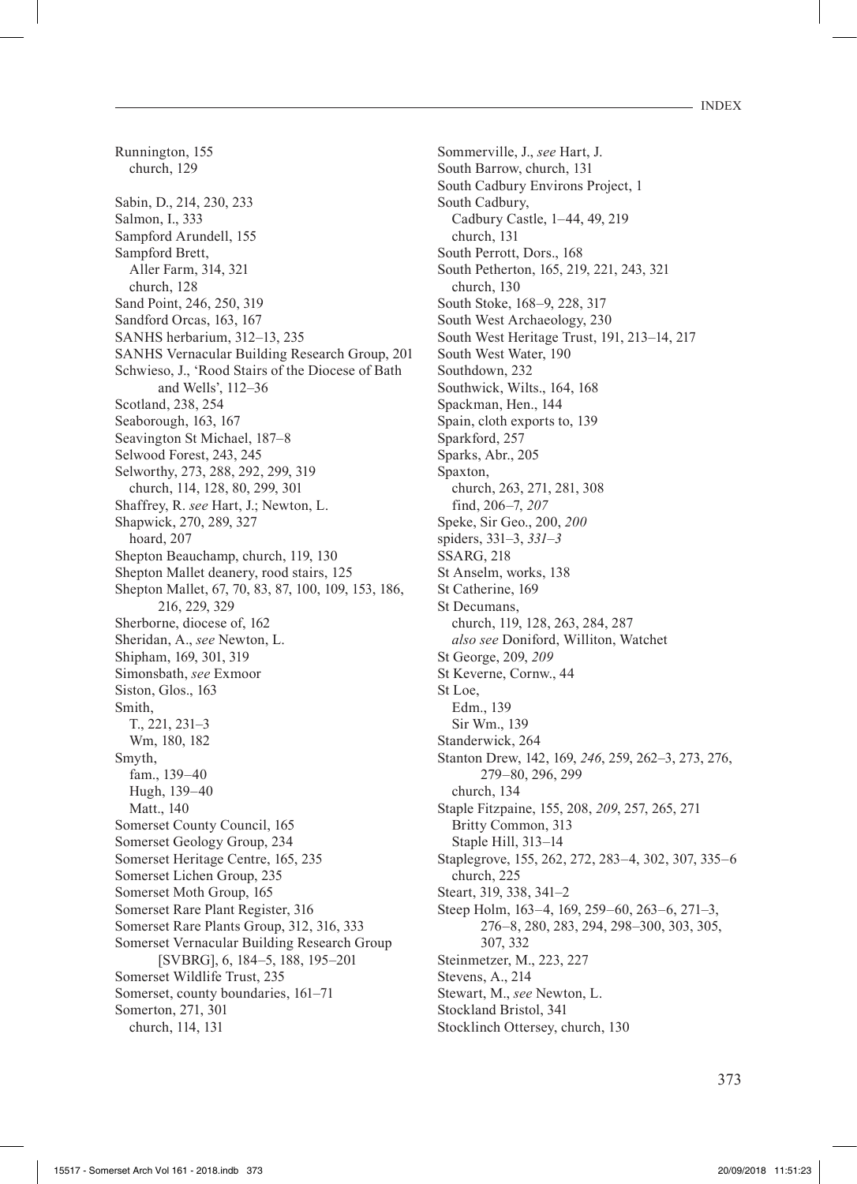Runnington, 155
  church, 129

Sabin, D., 214, 230, 233
Salmon, I., 333
Sampford Arundell, 155
Sampford Brett,
  Aller Farm, 314, 321
  church, 128
Sand Point, 246, 250, 319
Sandford Orcas, 163, 167
SANHS herbarium, 312–13, 235
SANHS Vernacular Building Research Group, 201
Schwieso, J., 'Rood Stairs of the Diocese of Bath and Wells', 112–36
Scotland, 238, 254
Seaborough, 163, 167
Seavington St Michael, 187–8
Selwood Forest, 243, 245
Selworthy, 273, 288, 292, 299, 319
  church, 114, 128, 80, 299, 301
Shaffrey, R. *see* Hart, J.; Newton, L.
Shapwick, 270, 289, 327
  hoard, 207
Shepton Beauchamp, church, 119, 130
Shepton Mallet deanery, rood stairs, 125
Shepton Mallet, 67, 70, 83, 87, 100, 109, 153, 186, 216, 229, 329
Sherborne, diocese of, 162
Sheridan, A., *see* Newton, L.
Shipham, 169, 301, 319
Simonsbath, *see* Exmoor
Siston, Glos., 163
Smith,
  T., 221, 231–3
  Wm, 180, 182
Smyth,
  fam., 139–40
  Hugh, 139–40
  Matt., 140
Somerset County Council, 165
Somerset Geology Group, 234
Somerset Heritage Centre, 165, 235
Somerset Lichen Group, 235
Somerset Moth Group, 165
Somerset Rare Plant Register, 316
Somerset Rare Plants Group, 312, 316, 333
Somerset Vernacular Building Research Group [SVBRG], 6, 184–5, 188, 195–201
Somerset Wildlife Trust, 235
Somerset, county boundaries, 161–71
Somerton, 271, 301
  church, 114, 131

Sommerville, J., *see* Hart, J.
South Barrow, church, 131
South Cadbury Environs Project, 1
South Cadbury,
  Cadbury Castle, 1–44, 49, 219
  church, 131
South Perrott, Dors., 168
South Petherton, 165, 219, 221, 243, 321
  church, 130
South Stoke, 168–9, 228, 317
South West Archaeology, 230
South West Heritage Trust, 191, 213–14, 217
South West Water, 190
Southdown, 232
Southwick, Wilts., 164, 168
Spackman, Hen., 144
Spain, cloth exports to, 139
Sparkford, 257
Sparks, Abr., 205
Spaxton,
  church, 263, 271, 281, 308
  find, 206–7, *207*
Speke, Sir Geo., 200, *200*
spiders, 331–3, *331–3*
SSARG, 218
St Anselm, works, 138
St Catherine, 169
St Decumans,
  church, 119, 128, 263, 284, 287
  *also see* Doniford, Williton, Watchet
St George, 209, *209*
St Keverne, Cornw., 44
St Loe,
  Edm., 139
  Sir Wm., 139
Standerwick, 264
Stanton Drew, 142, 169, *246*, 259, 262–3, 273, 276, 279–80, 296, 299
  church, 134
Staple Fitzpaine, 155, 208, *209*, 257, 265, 271
  Britty Common, 313
  Staple Hill, 313–14
Staplegrove, 155, 262, 272, 283–4, 302, 307, 335–6
  church, 225
Steart, 319, 338, 341–2
Steep Holm, 163–4, 169, 259–60, 263–6, 271–3, 276–8, 280, 283, 294, 298–300, 303, 305, 307, 332
Steinmetzer, M., 223, 227
Stevens, A., 214
Stewart, M., *see* Newton, L.
Stockland Bristol, 341
Stocklinch Ottersey, church, 130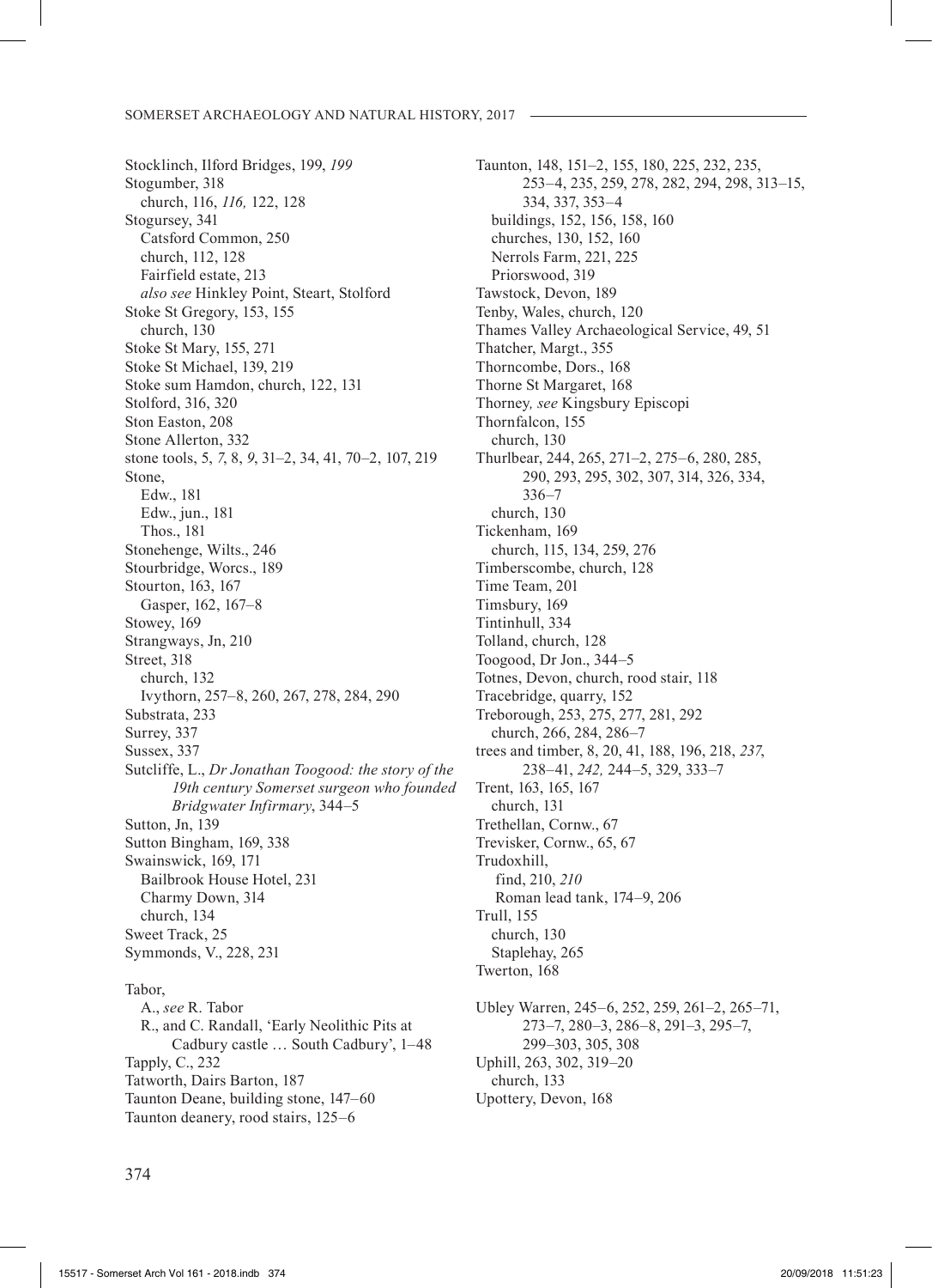Stocklinch, Ilford Bridges, 199, *199*
Stogumber, 318
  church, 116, *116,* 122, 128
Stogursey, 341
  Catsford Common, 250
  church, 112, 128
  Fairfield estate, 213
  *also see* Hinkley Point, Steart, Stolford
Stoke St Gregory, 153, 155
  church, 130
Stoke St Mary, 155, 271
Stoke St Michael, 139, 219
Stoke sum Hamdon, church, 122, 131
Stolford, 316, 320
Ston Easton, 208
Stone Allerton, 332
stone tools, 5, *7*, 8, *9*, 31–2, 34, 41, 70–2, 107, 219
Stone,
  Edw., 181
  Edw., jun., 181
  Thos., 181
Stonehenge, Wilts., 246
Stourbridge, Worcs., 189
Stourton, 163, 167
  Gasper, 162, 167–8
Stowey, 169
Strangways, Jn, 210
Street, 318
  church, 132
  Ivythorn, 257–8, 260, 267, 278, 284, 290
Substrata, 233
Surrey, 337
Sussex, 337
Sutcliffe, L., *Dr Jonathan Toogood: the story of the 19th century Somerset surgeon who founded Bridgwater Infirmary*, 344–5
Sutton, Jn, 139
Sutton Bingham, 169, 338
Swainswick, 169, 171
  Bailbrook House Hotel, 231
  Charmy Down, 314
  church, 134
Sweet Track, 25
Symmonds, V., 228, 231

Tabor,
  A., *see* R. Tabor
  R., and C. Randall, 'Early Neolithic Pits at Cadbury castle … South Cadbury', 1–48
Tapply, C., 232
Tatworth, Dairs Barton, 187
Taunton Deane, building stone, 147–60
Taunton deanery, rood stairs, 125–6
Taunton, 148, 151–2, 155, 180, 225, 232, 235, 253–4, 235, 259, 278, 282, 294, 298, 313–15, 334, 337, 353–4
  buildings, 152, 156, 158, 160
  churches, 130, 152, 160
  Nerrols Farm, 221, 225
  Priorswood, 319
Tawstock, Devon, 189
Tenby, Wales, church, 120
Thames Valley Archaeological Service, 49, 51
Thatcher, Margt., 355
Thorncombe, Dors., 168
Thorne St Margaret, 168
Thorney*, see* Kingsbury Episcopi
Thornfalcon, 155
  church, 130
Thurlbear, 244, 265, 271–2, 275–6, 280, 285, 290, 293, 295, 302, 307, 314, 326, 334, 336–7
  church, 130
Tickenham, 169
  church, 115, 134, 259, 276
Timberscombe, church, 128
Time Team, 201
Timsbury, 169
Tintinhull, 334
Tolland, church, 128
Toogood, Dr Jon., 344–5
Totnes, Devon, church, rood stair, 118
Tracebridge, quarry, 152
Treborough, 253, 275, 277, 281, 292
  church, 266, 284, 286–7
trees and timber, 8, 20, 41, 188, 196, 218, *237*, 238–41, *242,* 244–5, 329, 333–7
Trent, 163, 165, 167
  church, 131
Trethellan, Cornw., 67
Trevisker, Cornw., 65, 67
Trudoxhill,
  find, 210, *210*
  Roman lead tank, 174–9, 206
Trull, 155
  church, 130
  Staplehay, 265
Twerton, 168

Ubley Warren, 245–6, 252, 259, 261–2, 265–71, 273–7, 280–3, 286–8, 291–3, 295–7, 299–303, 305, 308
Uphill, 263, 302, 319–20
  church, 133
Upottery, Devon, 168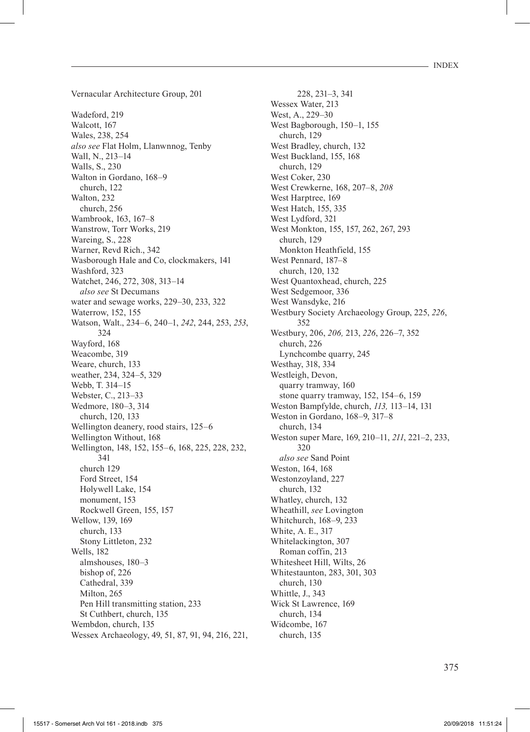Vernacular Architecture Group, 201

Wadeford, 219
Walcott, 167
Wales, 238, 254
*also see* Flat Holm, Llanwnnog, Tenby
Wall, N., 213–14
Walls, S., 230
Walton in Gordano, 168–9
  church, 122
Walton, 232
  church, 256
Wambrook, 163, 167–8
Wanstrow, Torr Works, 219
Wareing, S., 228
Warner, Revd Rich., 342
Wasborough Hale and Co, clockmakers, 141
Washford, 323
Watchet, 246, 272, 308, 313–14
  *also see* St Decumans
water and sewage works, 229–30, 233, 322
Waterrow, 152, 155
Watson, Walt., 234–6, 240–1, *242*, 244, 253, *253*, 324
Wayford, 168
Weacombe, 319
Weare, church, 133
weather, 234, 324–5, 329
Webb, T. 314–15
Webster, C., 213–33
Wedmore, 180–3, 314
  church, 120, 133
Wellington deanery, rood stairs, 125–6
Wellington Without, 168
Wellington, 148, 152, 155–6, 168, 225, 228, 232, 341
  church 129
  Ford Street, 154
  Holywell Lake, 154
  monument, 153
  Rockwell Green, 155, 157
Wellow, 139, 169
  church, 133
  Stony Littleton, 232
Wells, 182
  almshouses, 180–3
  bishop of, 226
  Cathedral, 339
  Milton, 265
  Pen Hill transmitting station, 233
  St Cuthbert, church, 135
Wembdon, church, 135
Wessex Archaeology, 49, 51, 87, 91, 94, 216, 221, 228, 231–3, 341
Wessex Water, 213
West, A., 229–30
West Bagborough, 150–1, 155
  church, 129
West Bradley, church, 132
West Buckland, 155, 168
  church, 129
West Coker, 230
West Crewkerne, 168, 207–8, *208*
West Harptree, 169
West Hatch, 155, 335
West Lydford, 321
West Monkton, 155, 157, 262, 267, 293
  church, 129
  Monkton Heathfield, 155
West Pennard, 187–8
  church, 120, 132
West Quantoxhead, church, 225
West Sedgemoor, 336
West Wansdyke, 216
Westbury Society Archaeology Group, 225, *226*, 352
Westbury, 206, *206,* 213, *226*, 226–7, 352
  church, 226
  Lynchcombe quarry, 245
Westhay, 318, 334
Westleigh, Devon,
  quarry tramway, 160
  stone quarry tramway, 152, 154–6, 159
Weston Bampfylde, church, *113,* 113–14, 131
Weston in Gordano, 168–9, 317–8
  church, 134
Weston super Mare, 169, 210–11, *211*, 221–2, 233, 320
  *also see* Sand Point
Weston, 164, 168
Westonzoyland, 227
  church, 132
Whatley, church, 132
Wheathill, *see* Lovington
Whitchurch, 168–9, 233
White, A. E., 317
Whitelackington, 307
  Roman coffin, 213
Whitesheet Hill, Wilts, 26
Whitestaunton, 283, 301, 303
  church, 130
Whittle, J., 343
Wick St Lawrence, 169
  church, 134
Widcombe, 167
  church, 135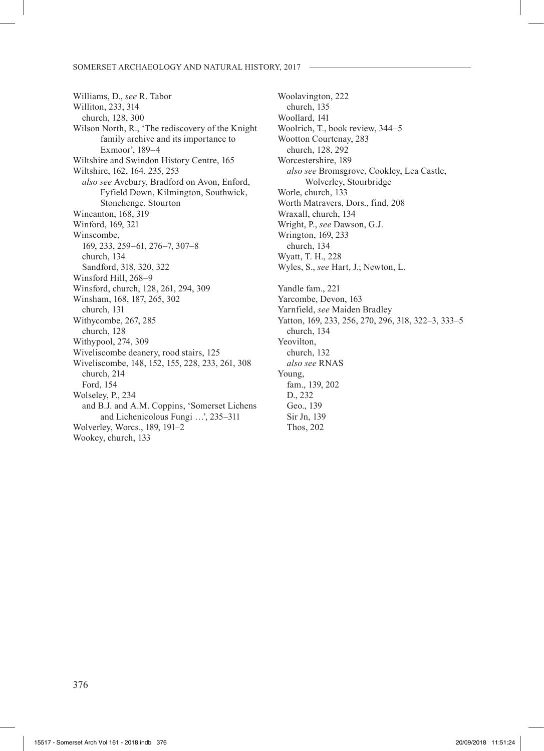Williams, D., *see* R. Tabor
Williton, 233, 314
  church, 128, 300
Wilson North, R., 'The rediscovery of the Knight family archive and its importance to Exmoor', 189–4
Wiltshire and Swindon History Centre, 165
Wiltshire, 162, 164, 235, 253
  *also see* Avebury, Bradford on Avon, Enford, Fyfield Down, Kilmington, Southwick, Stonehenge, Stourton
Wincanton, 168, 319
Winford, 169, 321
Winscombe,
  169, 233, 259–61, 276–7, 307–8
  church, 134
  Sandford, 318, 320, 322
Winsford Hill, 268–9
Winsford, church, 128, 261, 294, 309
Winsham, 168, 187, 265, 302
  church, 131
Withycombe, 267, 285
  church, 128
Withypool, 274, 309
Wiveliscombe deanery, rood stairs, 125
Wiveliscombe, 148, 152, 155, 228, 233, 261, 308
  church, 214
  Ford, 154
Wolseley, P., 234
  and B.J. and A.M. Coppins, 'Somerset Lichens and Lichenicolous Fungi …', 235–311
Wolverley, Worcs., 189, 191–2
Wookey, church, 133
Woolavington, 222
  church, 135
Woollard, 141
Woolrich, T., book review, 344–5
Wootton Courtenay, 283
  church, 128, 292
Worcestershire, 189
  *also see* Bromsgrove, Cookley, Lea Castle, Wolverley, Stourbridge
Worle, church, 133
Worth Matravers, Dors., find, 208
Wraxall, church, 134
Wright, P., *see* Dawson, G.J.
Wrington, 169, 233
  church, 134
Wyatt, T. H., 228
Wyles, S., *see* Hart, J.; Newton, L.

Yandle fam., 221
Yarcombe, Devon, 163
Yarnfield, *see* Maiden Bradley
Yatton, 169, 233, 256, 270, 296, 318, 322–3, 333–5
  church, 134
Yeovilton,
  church, 132
  *also see* RNAS
Young,
  fam., 139, 202
  D., 232
  Geo., 139
  Sir Jn, 139
  Thos, 202